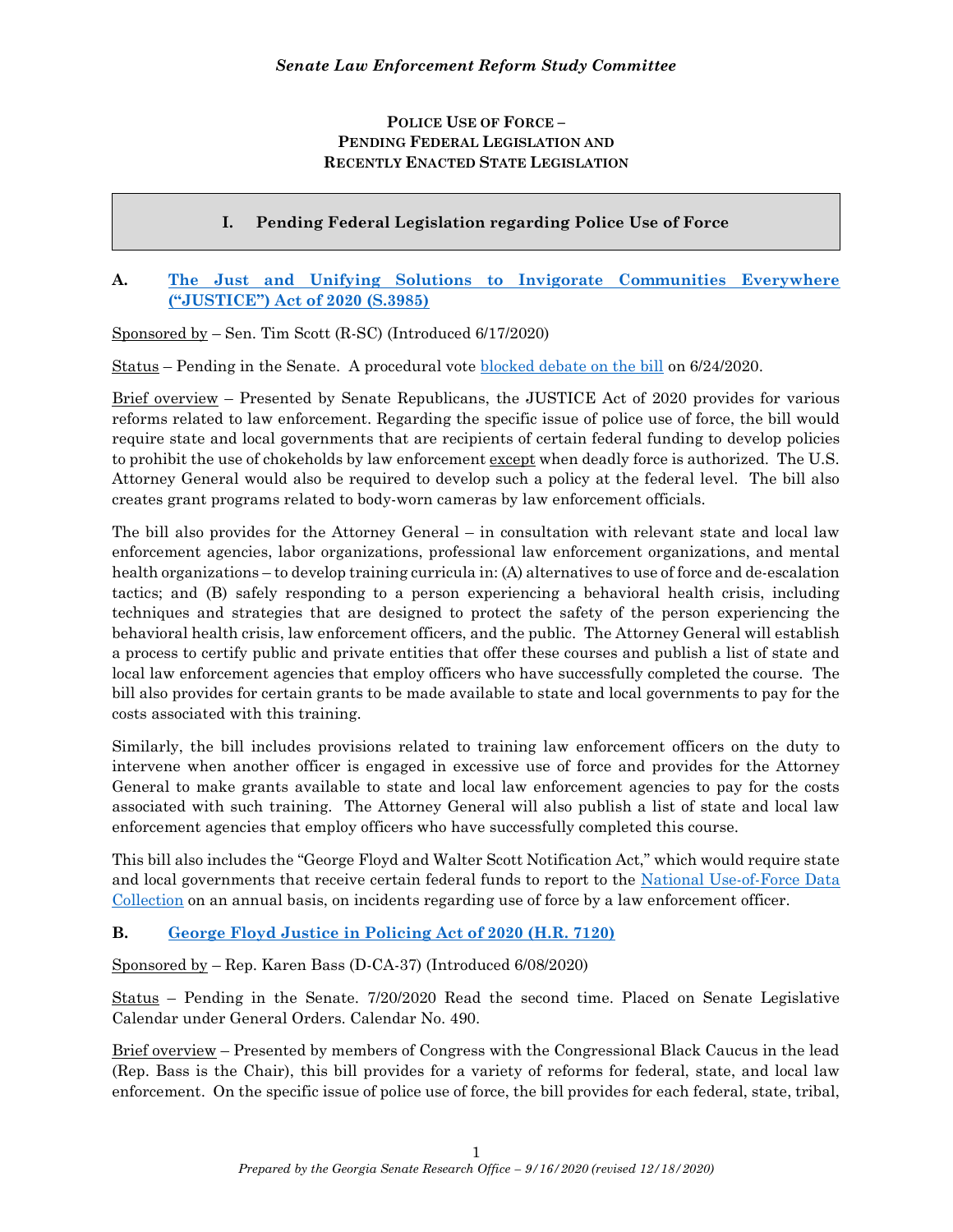*Senate Law Enforcement Reform Study Committee*

**POLICE USE OF FORCE – PENDING FEDERAL LEGISLATION AND RECENTLY ENACTED STATE LEGISLATION**

## I. Pending Federal Legislation regarding Police Use of Force

### A. The Just and Unifying Solutions to Invigorate Communities Everywhere ("JUSTICE") Act of 2020 (S.3985)

Sponsored by – Sen. Tim Scott (R-SC) (Introduced 6/17/2020)

Status – Pending in the Senate. A procedural vote blocked debate on the bill on 6/24/2020.

Brief overview – Presented by Senate Republicans, the JUSTICE Act of 2020 provides for various reforms related to law enforcement. Regarding the specific issue of police use of force, the bill would require state and local governments that are recipients of certain federal funding to develop policies to prohibit the use of chokeholds by law enforcement except when deadly force is authorized. The U.S. Attorney General would also be required to develop such a policy at the federal level. The bill also creates grant programs related to body-worn cameras by law enforcement officials.

The bill also provides for the Attorney General – in consultation with relevant state and local law enforcement agencies, labor organizations, professional law enforcement organizations, and mental health organizations – to develop training curricula in: (A) alternatives to use of force and de-escalation tactics; and (B) safely responding to a person experiencing a behavioral health crisis, including techniques and strategies that are designed to protect the safety of the person experiencing the behavioral health crisis, law enforcement officers, and the public. The Attorney General will establish a process to certify public and private entities that offer these courses and publish a list of state and local law enforcement agencies that employ officers who have successfully completed the course. The bill also provides for certain grants to be made available to state and local governments to pay for the costs associated with this training.

Similarly, the bill includes provisions related to training law enforcement officers on the duty to intervene when another officer is engaged in excessive use of force and provides for the Attorney General to make grants available to state and local law enforcement agencies to pay for the costs associated with such training. The Attorney General will also publish a list of state and local law enforcement agencies that employ officers who have successfully completed this course.

This bill also includes the "George Floyd and Walter Scott Notification Act," which would require state and local governments that receive certain federal funds to report to the National Use-of-Force Data Collection on an annual basis, on incidents regarding use of force by a law enforcement officer.

### B. George Floyd Justice in Policing Act of 2020 (H.R. 7120)

Sponsored by – Rep. Karen Bass (D-CA-37) (Introduced 6/08/2020)

Status – Pending in the Senate. 7/20/2020 Read the second time. Placed on Senate Legislative Calendar under General Orders. Calendar No. 490.

Brief overview – Presented by members of Congress with the Congressional Black Caucus in the lead (Rep. Bass is the Chair), this bill provides for a variety of reforms for federal, state, and local law enforcement. On the specific issue of police use of force, the bill provides for each federal, state, tribal,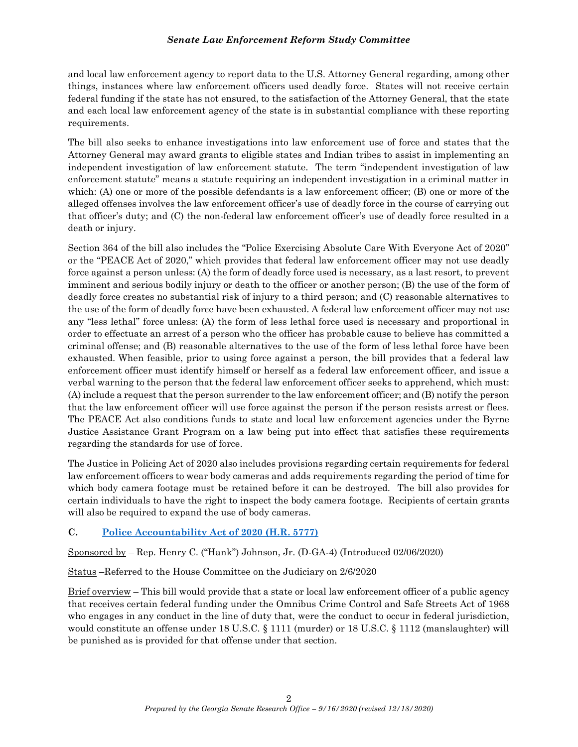and local law enforcement agency to report data to the U.S. Attorney General regarding, among other things, instances where law enforcement officers used deadly force. States will not receive certain federal funding if the state has not ensured, to the satisfaction of the Attorney General, that the state and each local law enforcement agency of the state is in substantial compliance with these reporting requirements.

The bill also seeks to enhance investigations into law enforcement use of force and states that the Attorney General may award grants to eligible states and Indian tribes to assist in implementing an independent investigation of law enforcement statute. The term "independent investigation of law enforcement statute" means a statute requiring an independent investigation in a criminal matter in which: (A) one or more of the possible defendants is a law enforcement officer; (B) one or more of the alleged offenses involves the law enforcement officer's use of deadly force in the course of carrying out that officer's duty; and (C) the non-federal law enforcement officer's use of deadly force resulted in a death or injury.

Section 364 of the bill also includes the "Police Exercising Absolute Care With Everyone Act of 2020" or the "PEACE Act of 2020," which provides that federal law enforcement officer may not use deadly force against a person unless: (A) the form of deadly force used is necessary, as a last resort, to prevent imminent and serious bodily injury or death to the officer or another person; (B) the use of the form of deadly force creates no substantial risk of injury to a third person; and (C) reasonable alternatives to the use of the form of deadly force have been exhausted. A federal law enforcement officer may not use any "less lethal" force unless: (A) the form of less lethal force used is necessary and proportional in order to effectuate an arrest of a person who the officer has probable cause to believe has committed a criminal offense; and (B) reasonable alternatives to the use of the form of less lethal force have been exhausted. When feasible, prior to using force against a person, the bill provides that a federal law enforcement officer must identify himself or herself as a federal law enforcement officer, and issue a verbal warning to the person that the federal law enforcement officer seeks to apprehend, which must: (A) include a request that the person surrender to the law enforcement officer; and (B) notify the person that the law enforcement officer will use force against the person if the person resists arrest or flees. The PEACE Act also conditions funds to state and local law enforcement agencies under the Byrne Justice Assistance Grant Program on a law being put into effect that satisfies these requirements regarding the standards for use of force.

The Justice in Policing Act of 2020 also includes provisions regarding certain requirements for federal law enforcement officers to wear body cameras and adds requirements regarding the period of time for which body camera footage must be retained before it can be destroyed. The bill also provides for certain individuals to have the right to inspect the body camera footage. Recipients of certain grants will also be required to expand the use of body cameras.

### C. Police Accountability Act of 2020 (H.R. 5777)

Sponsored by – Rep. Henry C. ("Hank") Johnson, Jr. (D-GA-4) (Introduced 02/06/2020)

Status –Referred to the House Committee on the Judiciary on 2/6/2020

Brief overview – This bill would provide that a state or local law enforcement officer of a public agency that receives certain federal funding under the Omnibus Crime Control and Safe Streets Act of 1968 who engages in any conduct in the line of duty that, were the conduct to occur in federal jurisdiction, would constitute an offense under 18 U.S.C. § 1111 (murder) or 18 U.S.C. § 1112 (manslaughter) will be punished as is provided for that offense under that section.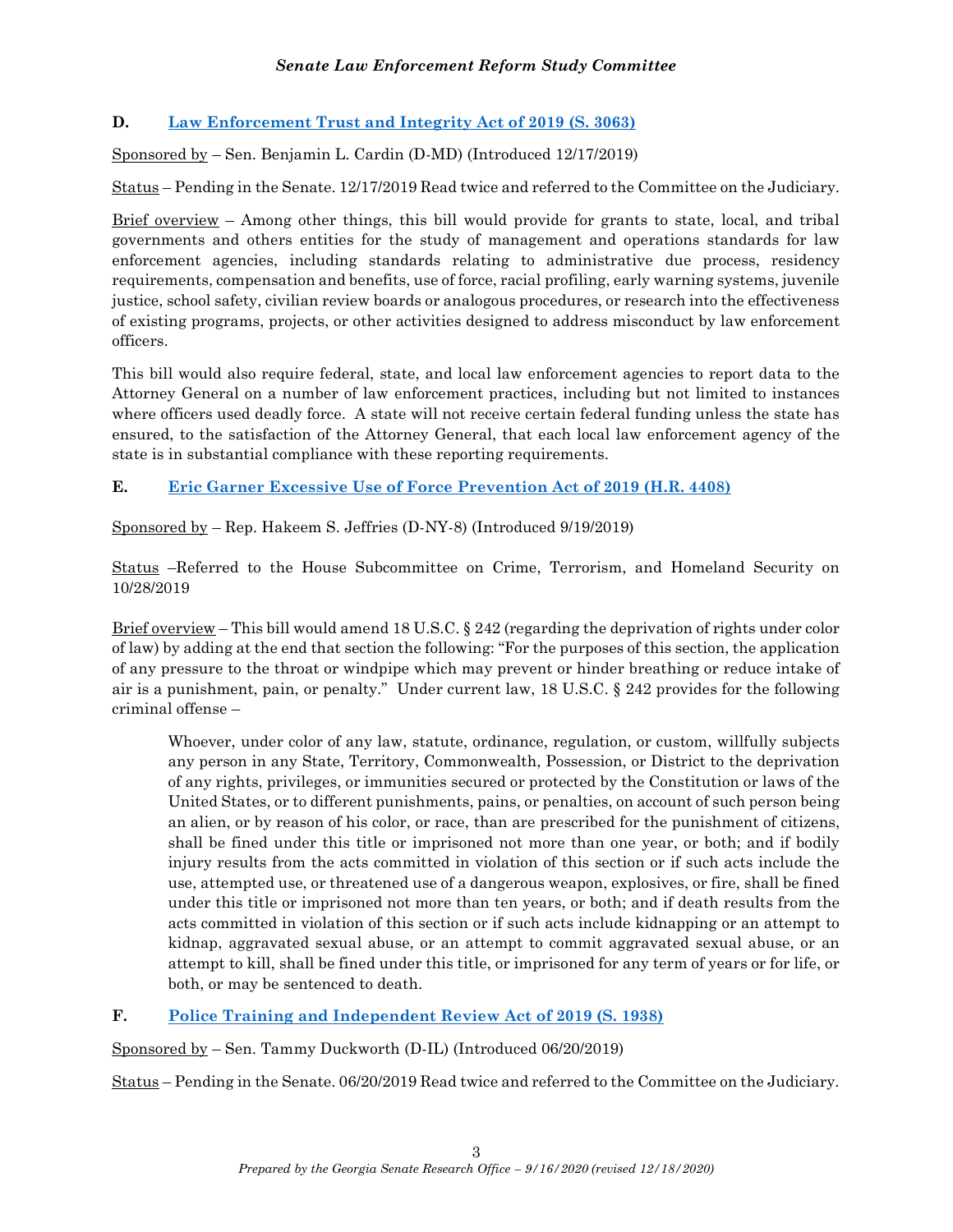## D. [Law Enforcement Trust and Integrity Act of 2019 (S. 3063)]

Sponsored by – Sen. Benjamin L. Cardin (D-MD) (Introduced 12/17/2019)

Status – Pending in the Senate. 12/17/2019 Read twice and referred to the Committee on the Judiciary.

Brief overview – Among other things, this bill would provide for grants to state, local, and tribal governments and others entities for the study of management and operations standards for law enforcement agencies, including standards relating to administrative due process, residency requirements, compensation and benefits, use of force, racial profiling, early warning systems, juvenile justice, school safety, civilian review boards or analogous procedures, or research into the effectiveness of existing programs, projects, or other activities designed to address misconduct by law enforcement officers.

This bill would also require federal, state, and local law enforcement agencies to report data to the Attorney General on a number of law enforcement practices, including but not limited to instances where officers used deadly force. A state will not receive certain federal funding unless the state has ensured, to the satisfaction of the Attorney General, that each local law enforcement agency of the state is in substantial compliance with these reporting requirements.

## E. [Eric Garner Excessive Use of Force Prevention Act of 2019 (H.R. 4408)]

Sponsored by – Rep. Hakeem S. Jeffries (D-NY-8) (Introduced 9/19/2019)

Status –Referred to the House Subcommittee on Crime, Terrorism, and Homeland Security on 10/28/2019

Brief overview – This bill would amend 18 U.S.C. § 242 (regarding the deprivation of rights under color of law) by adding at the end that section the following: "For the purposes of this section, the application of any pressure to the throat or windpipe which may prevent or hinder breathing or reduce intake of air is a punishment, pain, or penalty." Under current law, 18 U.S.C. § 242 provides for the following criminal offense –

> Whoever, under color of any law, statute, ordinance, regulation, or custom, willfully subjects any person in any State, Territory, Commonwealth, Possession, or District to the deprivation of any rights, privileges, or immunities secured or protected by the Constitution or laws of the United States, or to different punishments, pains, or penalties, on account of such person being an alien, or by reason of his color, or race, than are prescribed for the punishment of citizens, shall be fined under this title or imprisoned not more than one year, or both; and if bodily injury results from the acts committed in violation of this section or if such acts include the use, attempted use, or threatened use of a dangerous weapon, explosives, or fire, shall be fined under this title or imprisoned not more than ten years, or both; and if death results from the acts committed in violation of this section or if such acts include kidnapping or an attempt to kidnap, aggravated sexual abuse, or an attempt to commit aggravated sexual abuse, or an attempt to kill, shall be fined under this title, or imprisoned for any term of years or for life, or both, or may be sentenced to death.

## F. [Police Training and Independent Review Act of 2019 (S. 1938)]

Sponsored by – Sen. Tammy Duckworth (D-IL) (Introduced 06/20/2019)

Status – Pending in the Senate. 06/20/2019 Read twice and referred to the Committee on the Judiciary.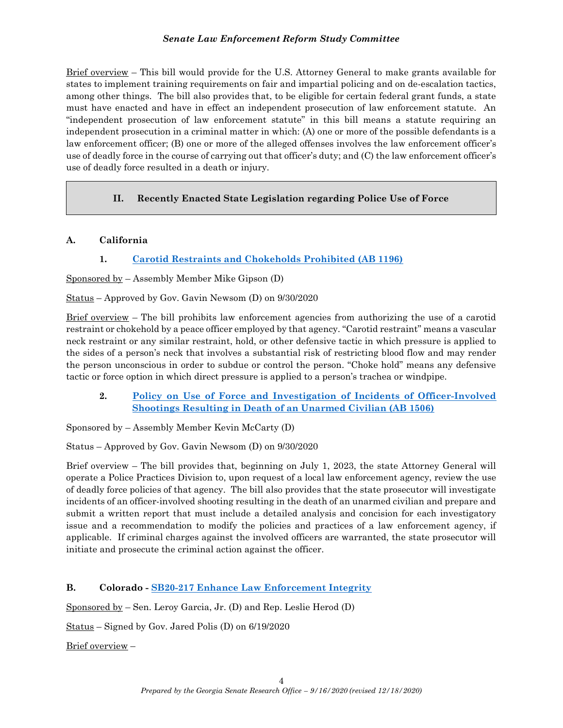Brief overview – This bill would provide for the U.S. Attorney General to make grants available for states to implement training requirements on fair and impartial policing and on de-escalation tactics, among other things. The bill also provides that, to be eligible for certain federal grant funds, a state must have enacted and have in effect an independent prosecution of law enforcement statute. An "independent prosecution of law enforcement statute" in this bill means a statute requiring an independent prosecution in a criminal matter in which: (A) one or more of the possible defendants is a law enforcement officer; (B) one or more of the alleged offenses involves the law enforcement officer's use of deadly force in the course of carrying out that officer's duty; and (C) the law enforcement officer's use of deadly force resulted in a death or injury.

## II. Recently Enacted State Legislation regarding Police Use of Force

### A. California

#### 1. Carotid Restraints and Chokeholds Prohibited (AB 1196)

Sponsored by – Assembly Member Mike Gipson (D)

Status – Approved by Gov. Gavin Newsom (D) on 9/30/2020

Brief overview – The bill prohibits law enforcement agencies from authorizing the use of a carotid restraint or chokehold by a peace officer employed by that agency. "Carotid restraint" means a vascular neck restraint or any similar restraint, hold, or other defensive tactic in which pressure is applied to the sides of a person's neck that involves a substantial risk of restricting blood flow and may render the person unconscious in order to subdue or control the person. "Choke hold" means any defensive tactic or force option in which direct pressure is applied to a person's trachea or windpipe.

#### 2. Policy on Use of Force and Investigation of Incidents of Officer-Involved Shootings Resulting in Death of an Unarmed Civilian (AB 1506)

Sponsored by – Assembly Member Kevin McCarty (D)

Status – Approved by Gov. Gavin Newsom (D) on 9/30/2020

Brief overview – The bill provides that, beginning on July 1, 2023, the state Attorney General will operate a Police Practices Division to, upon request of a local law enforcement agency, review the use of deadly force policies of that agency. The bill also provides that the state prosecutor will investigate incidents of an officer-involved shooting resulting in the death of an unarmed civilian and prepare and submit a written report that must include a detailed analysis and concision for each investigatory issue and a recommendation to modify the policies and practices of a law enforcement agency, if applicable. If criminal charges against the involved officers are warranted, the state prosecutor will initiate and prosecute the criminal action against the officer.

### B. Colorado - SB20-217 Enhance Law Enforcement Integrity

Sponsored by – Sen. Leroy Garcia, Jr. (D) and Rep. Leslie Herod (D)

Status – Signed by Gov. Jared Polis (D) on 6/19/2020

Brief overview –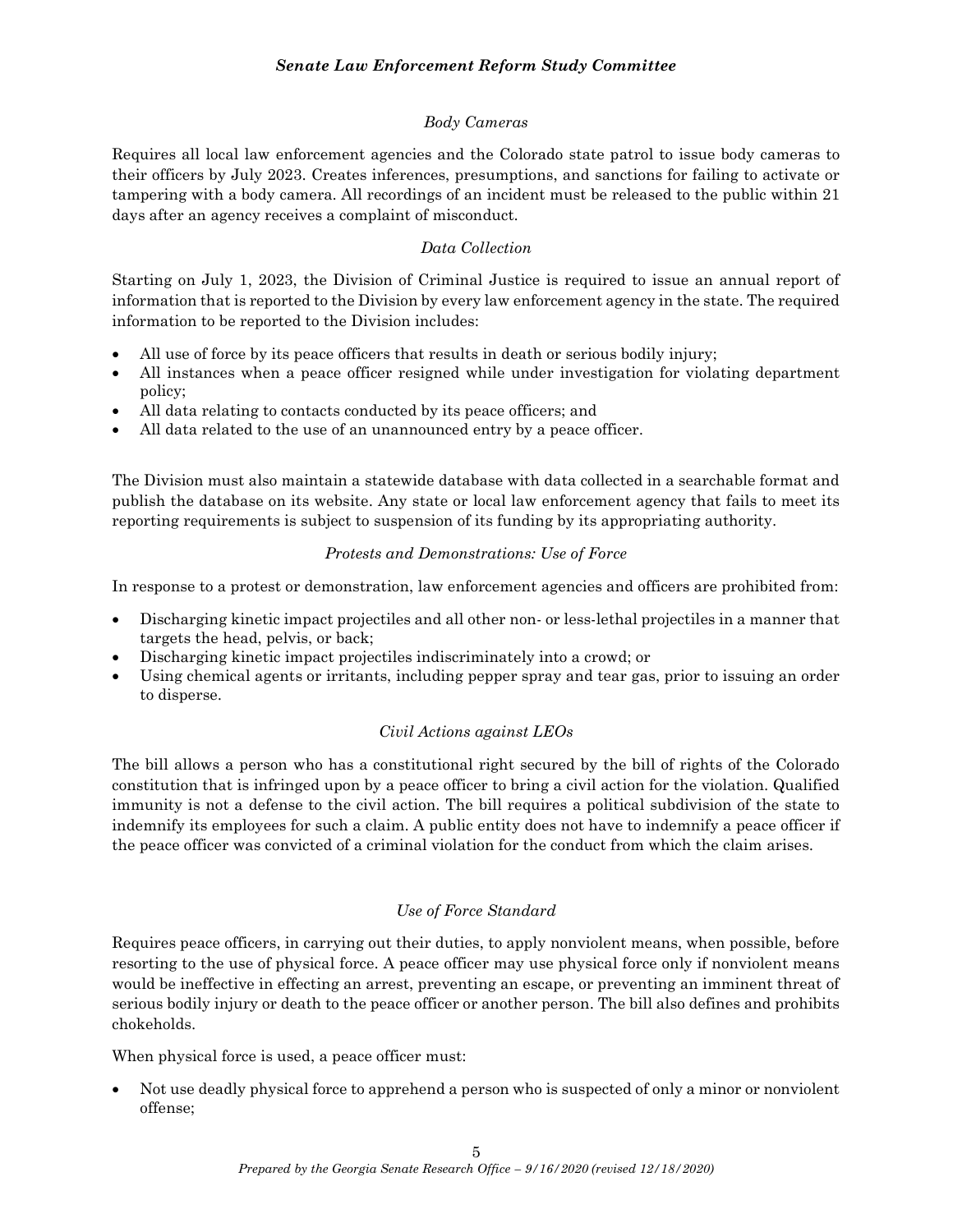### *Body Cameras*

Requires all local law enforcement agencies and the Colorado state patrol to issue body cameras to their officers by July 2023. Creates inferences, presumptions, and sanctions for failing to activate or tampering with a body camera. All recordings of an incident must be released to the public within 21 days after an agency receives a complaint of misconduct.

### *Data Collection*

Starting on July 1, 2023, the Division of Criminal Justice is required to issue an annual report of information that is reported to the Division by every law enforcement agency in the state. The required information to be reported to the Division includes:

- All use of force by its peace officers that results in death or serious bodily injury;
- All instances when a peace officer resigned while under investigation for violating department policy;
- All data relating to contacts conducted by its peace officers; and
- All data related to the use of an unannounced entry by a peace officer.

The Division must also maintain a statewide database with data collected in a searchable format and publish the database on its website. Any state or local law enforcement agency that fails to meet its reporting requirements is subject to suspension of its funding by its appropriating authority.

### *Protests and Demonstrations: Use of Force*

In response to a protest or demonstration, law enforcement agencies and officers are prohibited from:

- Discharging kinetic impact projectiles and all other non- or less-lethal projectiles in a manner that targets the head, pelvis, or back;
- Discharging kinetic impact projectiles indiscriminately into a crowd; or
- Using chemical agents or irritants, including pepper spray and tear gas, prior to issuing an order to disperse.

### *Civil Actions against LEOs*

The bill allows a person who has a constitutional right secured by the bill of rights of the Colorado constitution that is infringed upon by a peace officer to bring a civil action for the violation. Qualified immunity is not a defense to the civil action. The bill requires a political subdivision of the state to indemnify its employees for such a claim. A public entity does not have to indemnify a peace officer if the peace officer was convicted of a criminal violation for the conduct from which the claim arises.

### *Use of Force Standard*

Requires peace officers, in carrying out their duties, to apply nonviolent means, when possible, before resorting to the use of physical force. A peace officer may use physical force only if nonviolent means would be ineffective in effecting an arrest, preventing an escape, or preventing an imminent threat of serious bodily injury or death to the peace officer or another person. The bill also defines and prohibits chokeholds.

When physical force is used, a peace officer must:

- Not use deadly physical force to apprehend a person who is suspected of only a minor or nonviolent offense;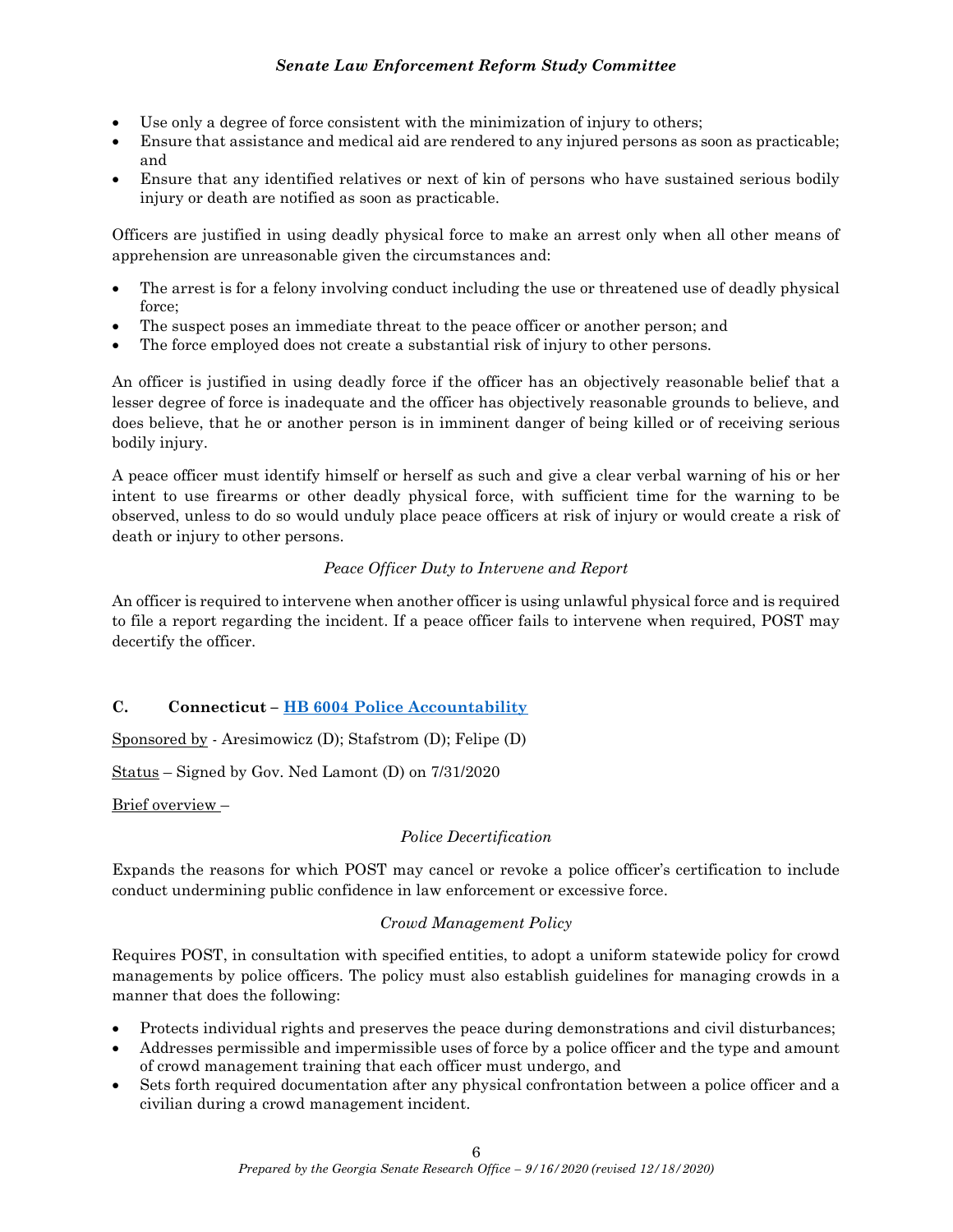- Use only a degree of force consistent with the minimization of injury to others;
- Ensure that assistance and medical aid are rendered to any injured persons as soon as practicable; and
- Ensure that any identified relatives or next of kin of persons who have sustained serious bodily injury or death are notified as soon as practicable.

Officers are justified in using deadly physical force to make an arrest only when all other means of apprehension are unreasonable given the circumstances and:

- The arrest is for a felony involving conduct including the use or threatened use of deadly physical force;
- The suspect poses an immediate threat to the peace officer or another person; and
- The force employed does not create a substantial risk of injury to other persons.

An officer is justified in using deadly force if the officer has an objectively reasonable belief that a lesser degree of force is inadequate and the officer has objectively reasonable grounds to believe, and does believe, that he or another person is in imminent danger of being killed or of receiving serious bodily injury.

A peace officer must identify himself or herself as such and give a clear verbal warning of his or her intent to use firearms or other deadly physical force, with sufficient time for the warning to be observed, unless to do so would unduly place peace officers at risk of injury or would create a risk of death or injury to other persons.

*Peace Officer Duty to Intervene and Report*

An officer is required to intervene when another officer is using unlawful physical force and is required to file a report regarding the incident. If a peace officer fails to intervene when required, POST may decertify the officer.

### C. Connecticut – HB 6004 Police Accountability

Sponsored by - Aresimowicz (D); Stafstrom (D); Felipe (D)

Status – Signed by Gov. Ned Lamont (D) on 7/31/2020

Brief overview –

*Police Decertification*

Expands the reasons for which POST may cancel or revoke a police officer's certification to include conduct undermining public confidence in law enforcement or excessive force.

*Crowd Management Policy*

Requires POST, in consultation with specified entities, to adopt a uniform statewide policy for crowd managements by police officers. The policy must also establish guidelines for managing crowds in a manner that does the following:

- Protects individual rights and preserves the peace during demonstrations and civil disturbances;
- Addresses permissible and impermissible uses of force by a police officer and the type and amount of crowd management training that each officer must undergo, and
- Sets forth required documentation after any physical confrontation between a police officer and a civilian during a crowd management incident.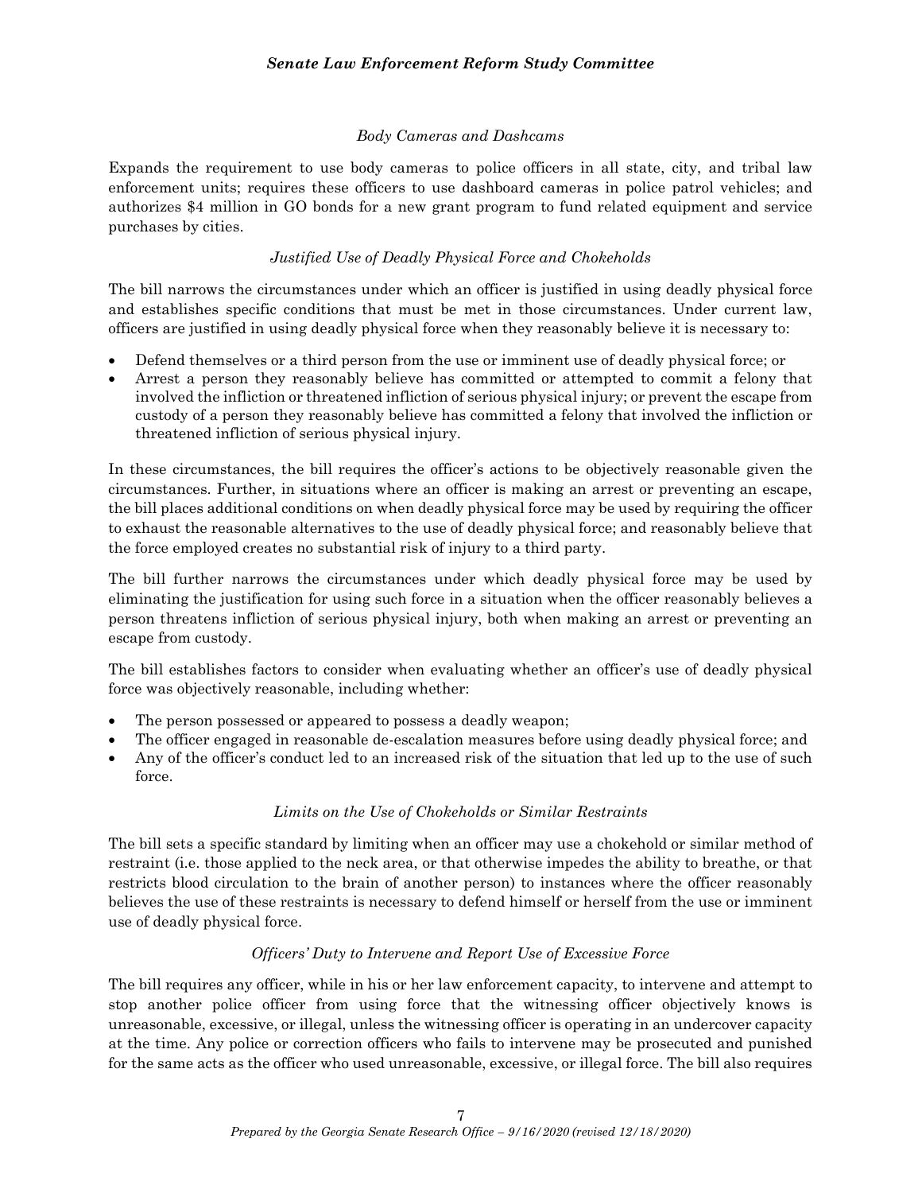### *Body Cameras and Dashcams*

Expands the requirement to use body cameras to police officers in all state, city, and tribal law enforcement units; requires these officers to use dashboard cameras in police patrol vehicles; and authorizes $4 million in GO bonds for a new grant program to fund related equipment and service purchases by cities.

### *Justified Use of Deadly Physical Force and Chokeholds*

The bill narrows the circumstances under which an officer is justified in using deadly physical force and establishes specific conditions that must be met in those circumstances. Under current law, officers are justified in using deadly physical force when they reasonably believe it is necessary to:

- Defend themselves or a third person from the use or imminent use of deadly physical force; or
- Arrest a person they reasonably believe has committed or attempted to commit a felony that involved the infliction or threatened infliction of serious physical injury; or prevent the escape from custody of a person they reasonably believe has committed a felony that involved the infliction or threatened infliction of serious physical injury.

In these circumstances, the bill requires the officer's actions to be objectively reasonable given the circumstances. Further, in situations where an officer is making an arrest or preventing an escape, the bill places additional conditions on when deadly physical force may be used by requiring the officer to exhaust the reasonable alternatives to the use of deadly physical force; and reasonably believe that the force employed creates no substantial risk of injury to a third party.

The bill further narrows the circumstances under which deadly physical force may be used by eliminating the justification for using such force in a situation when the officer reasonably believes a person threatens infliction of serious physical injury, both when making an arrest or preventing an escape from custody.

The bill establishes factors to consider when evaluating whether an officer's use of deadly physical force was objectively reasonable, including whether:

- The person possessed or appeared to possess a deadly weapon;
- The officer engaged in reasonable de-escalation measures before using deadly physical force; and
- Any of the officer's conduct led to an increased risk of the situation that led up to the use of such force.

### *Limits on the Use of Chokeholds or Similar Restraints*

The bill sets a specific standard by limiting when an officer may use a chokehold or similar method of restraint (i.e. those applied to the neck area, or that otherwise impedes the ability to breathe, or that restricts blood circulation to the brain of another person) to instances where the officer reasonably believes the use of these restraints is necessary to defend himself or herself from the use or imminent use of deadly physical force.

### *Officers' Duty to Intervene and Report Use of Excessive Force*

The bill requires any officer, while in his or her law enforcement capacity, to intervene and attempt to stop another police officer from using force that the witnessing officer objectively knows is unreasonable, excessive, or illegal, unless the witnessing officer is operating in an undercover capacity at the time. Any police or correction officers who fails to intervene may be prosecuted and punished for the same acts as the officer who used unreasonable, excessive, or illegal force. The bill also requires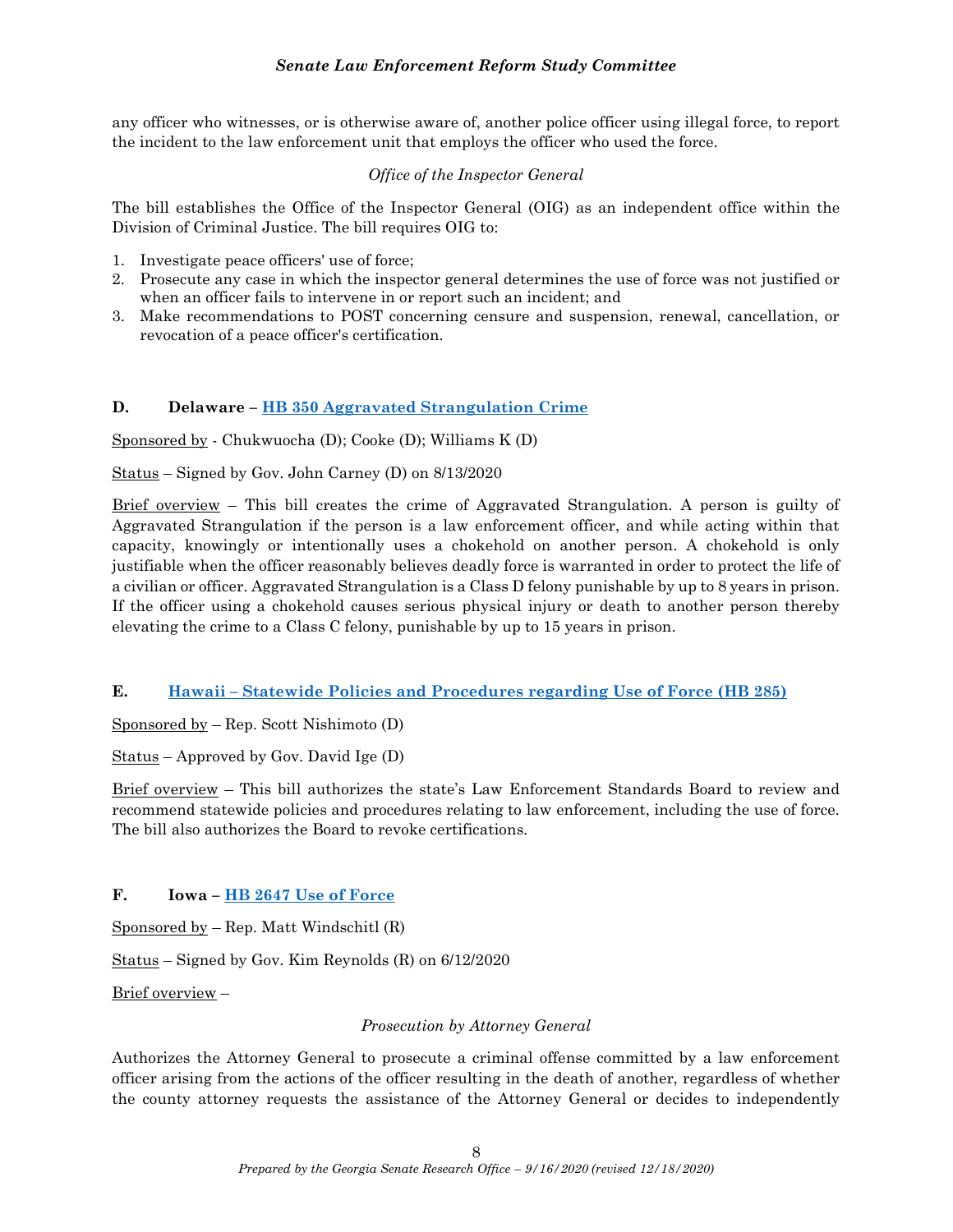any officer who witnesses, or is otherwise aware of, another police officer using illegal force, to report the incident to the law enforcement unit that employs the officer who used the force.

*Office of the Inspector General*

The bill establishes the Office of the Inspector General (OIG) as an independent office within the Division of Criminal Justice. The bill requires OIG to:

1. Investigate peace officers' use of force;
2. Prosecute any case in which the inspector general determines the use of force was not justified or when an officer fails to intervene in or report such an incident; and
3. Make recommendations to POST concerning censure and suspension, renewal, cancellation, or revocation of a peace officer's certification.

### D. Delaware – HB 350 Aggravated Strangulation Crime

Sponsored by - Chukwuocha (D); Cooke (D); Williams K (D)

Status – Signed by Gov. John Carney (D) on 8/13/2020

Brief overview – This bill creates the crime of Aggravated Strangulation. A person is guilty of Aggravated Strangulation if the person is a law enforcement officer, and while acting within that capacity, knowingly or intentionally uses a chokehold on another person. A chokehold is only justifiable when the officer reasonably believes deadly force is warranted in order to protect the life of a civilian or officer. Aggravated Strangulation is a Class D felony punishable by up to 8 years in prison. If the officer using a chokehold causes serious physical injury or death to another person thereby elevating the crime to a Class C felony, punishable by up to 15 years in prison.

### E. Hawaii – Statewide Policies and Procedures regarding Use of Force (HB 285)

Sponsored by – Rep. Scott Nishimoto (D)

Status – Approved by Gov. David Ige (D)

Brief overview – This bill authorizes the state's Law Enforcement Standards Board to review and recommend statewide policies and procedures relating to law enforcement, including the use of force. The bill also authorizes the Board to revoke certifications.

### F. Iowa – HB 2647 Use of Force

Sponsored by – Rep. Matt Windschitl (R)

Status – Signed by Gov. Kim Reynolds (R) on 6/12/2020

Brief overview –

*Prosecution by Attorney General*

Authorizes the Attorney General to prosecute a criminal offense committed by a law enforcement officer arising from the actions of the officer resulting in the death of another, regardless of whether the county attorney requests the assistance of the Attorney General or decides to independently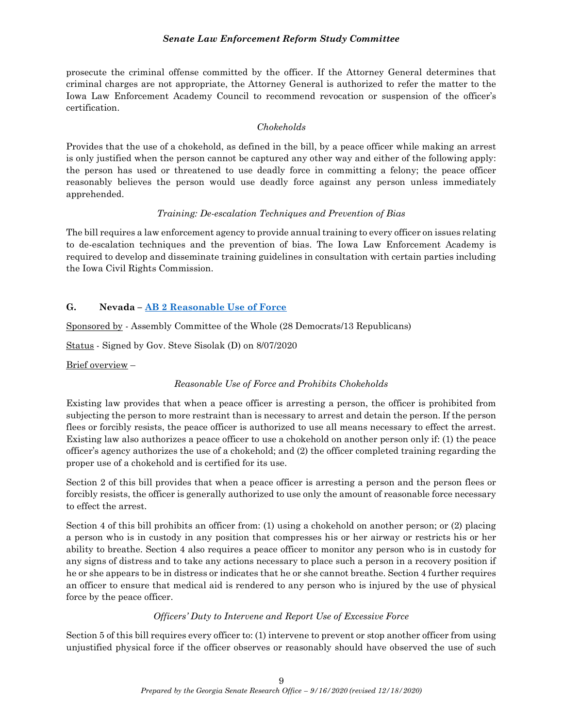prosecute the criminal offense committed by the officer. If the Attorney General determines that criminal charges are not appropriate, the Attorney General is authorized to refer the matter to the Iowa Law Enforcement Academy Council to recommend revocation or suspension of the officer's certification.

*Chokeholds*

Provides that the use of a chokehold, as defined in the bill, by a peace officer while making an arrest is only justified when the person cannot be captured any other way and either of the following apply: the person has used or threatened to use deadly force in committing a felony; the peace officer reasonably believes the person would use deadly force against any person unless immediately apprehended.

*Training: De-escalation Techniques and Prevention of Bias*

The bill requires a law enforcement agency to provide annual training to every officer on issues relating to de-escalation techniques and the prevention of bias. The Iowa Law Enforcement Academy is required to develop and disseminate training guidelines in consultation with certain parties including the Iowa Civil Rights Commission.

### G. Nevada – AB 2 Reasonable Use of Force

Sponsored by - Assembly Committee of the Whole (28 Democrats/13 Republicans)

Status - Signed by Gov. Steve Sisolak (D) on 8/07/2020

Brief overview –

*Reasonable Use of Force and Prohibits Chokeholds*

Existing law provides that when a peace officer is arresting a person, the officer is prohibited from subjecting the person to more restraint than is necessary to arrest and detain the person. If the person flees or forcibly resists, the peace officer is authorized to use all means necessary to effect the arrest. Existing law also authorizes a peace officer to use a chokehold on another person only if: (1) the peace officer's agency authorizes the use of a chokehold; and (2) the officer completed training regarding the proper use of a chokehold and is certified for its use.

Section 2 of this bill provides that when a peace officer is arresting a person and the person flees or forcibly resists, the officer is generally authorized to use only the amount of reasonable force necessary to effect the arrest.

Section 4 of this bill prohibits an officer from: (1) using a chokehold on another person; or (2) placing a person who is in custody in any position that compresses his or her airway or restricts his or her ability to breathe. Section 4 also requires a peace officer to monitor any person who is in custody for any signs of distress and to take any actions necessary to place such a person in a recovery position if he or she appears to be in distress or indicates that he or she cannot breathe. Section 4 further requires an officer to ensure that medical aid is rendered to any person who is injured by the use of physical force by the peace officer.

*Officers' Duty to Intervene and Report Use of Excessive Force*

Section 5 of this bill requires every officer to: (1) intervene to prevent or stop another officer from using unjustified physical force if the officer observes or reasonably should have observed the use of such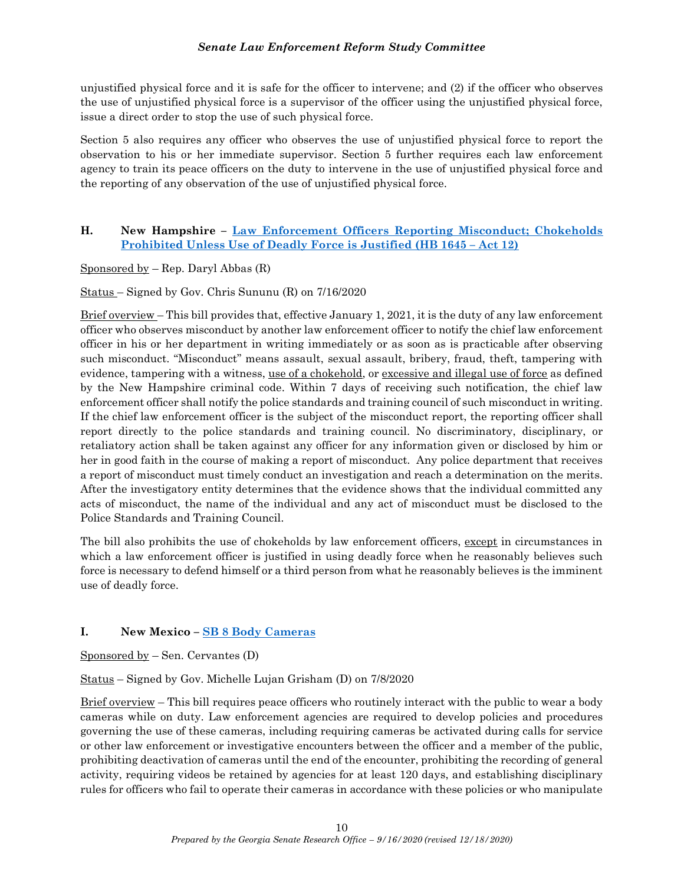unjustified physical force and it is safe for the officer to intervene; and (2) if the officer who observes the use of unjustified physical force is a supervisor of the officer using the unjustified physical force, issue a direct order to stop the use of such physical force.

Section 5 also requires any officer who observes the use of unjustified physical force to report the observation to his or her immediate supervisor. Section 5 further requires each law enforcement agency to train its peace officers on the duty to intervene in the use of unjustified physical force and the reporting of any observation of the use of unjustified physical force.

### H. New Hampshire – Law Enforcement Officers Reporting Misconduct; Chokeholds Prohibited Unless Use of Deadly Force is Justified (HB 1645 – Act 12)

Sponsored by – Rep. Daryl Abbas (R)

Status – Signed by Gov. Chris Sununu (R) on 7/16/2020

Brief overview – This bill provides that, effective January 1, 2021, it is the duty of any law enforcement officer who observes misconduct by another law enforcement officer to notify the chief law enforcement officer in his or her department in writing immediately or as soon as is practicable after observing such misconduct. "Misconduct" means assault, sexual assault, bribery, fraud, theft, tampering with evidence, tampering with a witness, use of a chokehold, or excessive and illegal use of force as defined by the New Hampshire criminal code. Within 7 days of receiving such notification, the chief law enforcement officer shall notify the police standards and training council of such misconduct in writing. If the chief law enforcement officer is the subject of the misconduct report, the reporting officer shall report directly to the police standards and training council. No discriminatory, disciplinary, or retaliatory action shall be taken against any officer for any information given or disclosed by him or her in good faith in the course of making a report of misconduct. Any police department that receives a report of misconduct must timely conduct an investigation and reach a determination on the merits. After the investigatory entity determines that the evidence shows that the individual committed any acts of misconduct, the name of the individual and any act of misconduct must be disclosed to the Police Standards and Training Council.

The bill also prohibits the use of chokeholds by law enforcement officers, except in circumstances in which a law enforcement officer is justified in using deadly force when he reasonably believes such force is necessary to defend himself or a third person from what he reasonably believes is the imminent use of deadly force.

### I. New Mexico – SB 8 Body Cameras

Sponsored by – Sen. Cervantes (D)

Status – Signed by Gov. Michelle Lujan Grisham (D) on 7/8/2020

Brief overview – This bill requires peace officers who routinely interact with the public to wear a body cameras while on duty. Law enforcement agencies are required to develop policies and procedures governing the use of these cameras, including requiring cameras be activated during calls for service or other law enforcement or investigative encounters between the officer and a member of the public, prohibiting deactivation of cameras until the end of the encounter, prohibiting the recording of general activity, requiring videos be retained by agencies for at least 120 days, and establishing disciplinary rules for officers who fail to operate their cameras in accordance with these policies or who manipulate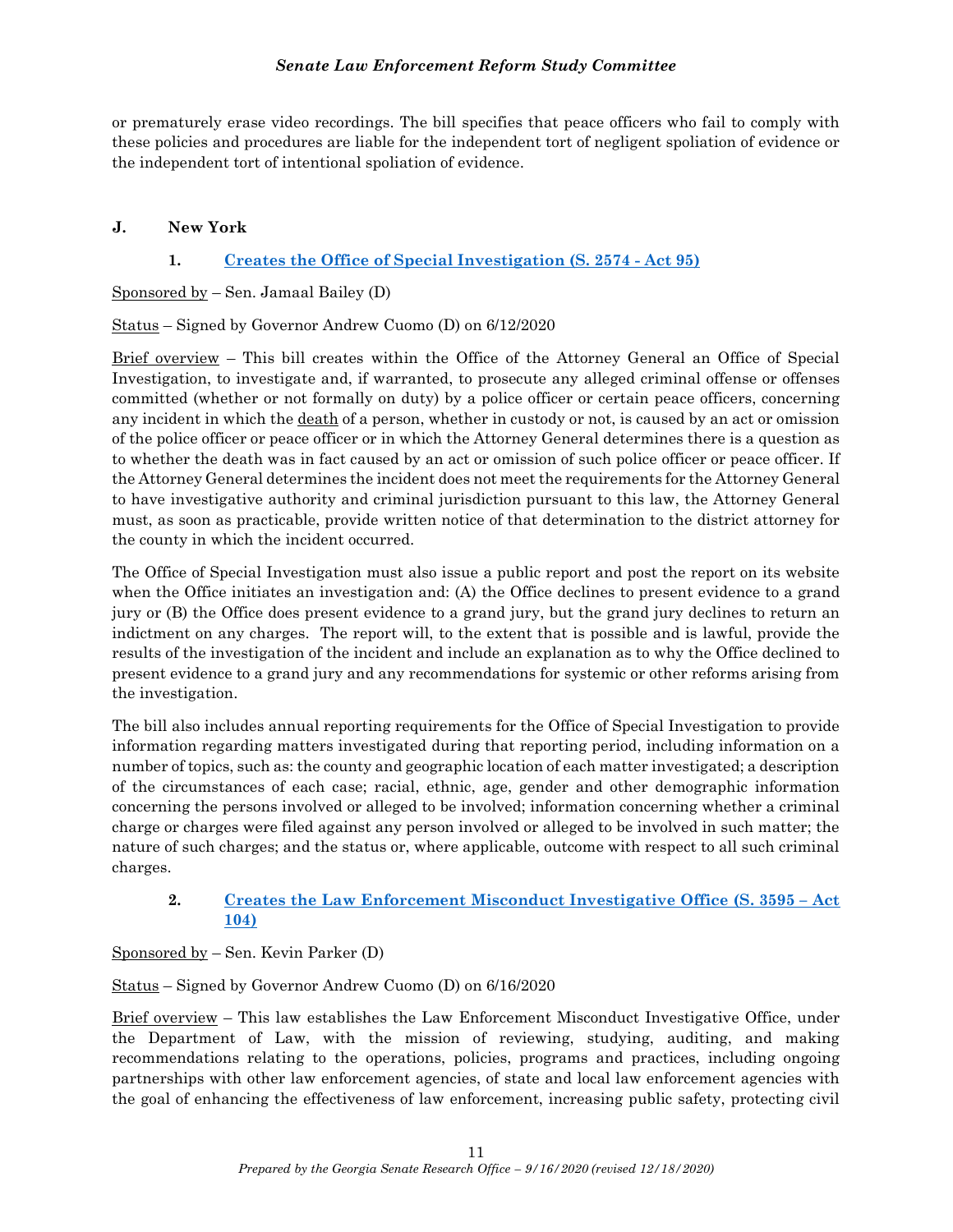or prematurely erase video recordings. The bill specifies that peace officers who fail to comply with these policies and procedures are liable for the independent tort of negligent spoliation of evidence or the independent tort of intentional spoliation of evidence.

### J. New York

#### 1. Creates the Office of Special Investigation (S. 2574 - Act 95)

Sponsored by – Sen. Jamaal Bailey (D)

Status – Signed by Governor Andrew Cuomo (D) on 6/12/2020

Brief overview – This bill creates within the Office of the Attorney General an Office of Special Investigation, to investigate and, if warranted, to prosecute any alleged criminal offense or offenses committed (whether or not formally on duty) by a police officer or certain peace officers, concerning any incident in which the death of a person, whether in custody or not, is caused by an act or omission of the police officer or peace officer or in which the Attorney General determines there is a question as to whether the death was in fact caused by an act or omission of such police officer or peace officer. If the Attorney General determines the incident does not meet the requirements for the Attorney General to have investigative authority and criminal jurisdiction pursuant to this law, the Attorney General must, as soon as practicable, provide written notice of that determination to the district attorney for the county in which the incident occurred.

The Office of Special Investigation must also issue a public report and post the report on its website when the Office initiates an investigation and: (A) the Office declines to present evidence to a grand jury or (B) the Office does present evidence to a grand jury, but the grand jury declines to return an indictment on any charges. The report will, to the extent that is possible and is lawful, provide the results of the investigation of the incident and include an explanation as to why the Office declined to present evidence to a grand jury and any recommendations for systemic or other reforms arising from the investigation.

The bill also includes annual reporting requirements for the Office of Special Investigation to provide information regarding matters investigated during that reporting period, including information on a number of topics, such as: the county and geographic location of each matter investigated; a description of the circumstances of each case; racial, ethnic, age, gender and other demographic information concerning the persons involved or alleged to be involved; information concerning whether a criminal charge or charges were filed against any person involved or alleged to be involved in such matter; the nature of such charges; and the status or, where applicable, outcome with respect to all such criminal charges.

#### 2. Creates the Law Enforcement Misconduct Investigative Office (S. 3595 – Act 104)

Sponsored by – Sen. Kevin Parker (D)

Status – Signed by Governor Andrew Cuomo (D) on 6/16/2020

Brief overview – This law establishes the Law Enforcement Misconduct Investigative Office, under the Department of Law, with the mission of reviewing, studying, auditing, and making recommendations relating to the operations, policies, programs and practices, including ongoing partnerships with other law enforcement agencies, of state and local law enforcement agencies with the goal of enhancing the effectiveness of law enforcement, increasing public safety, protecting civil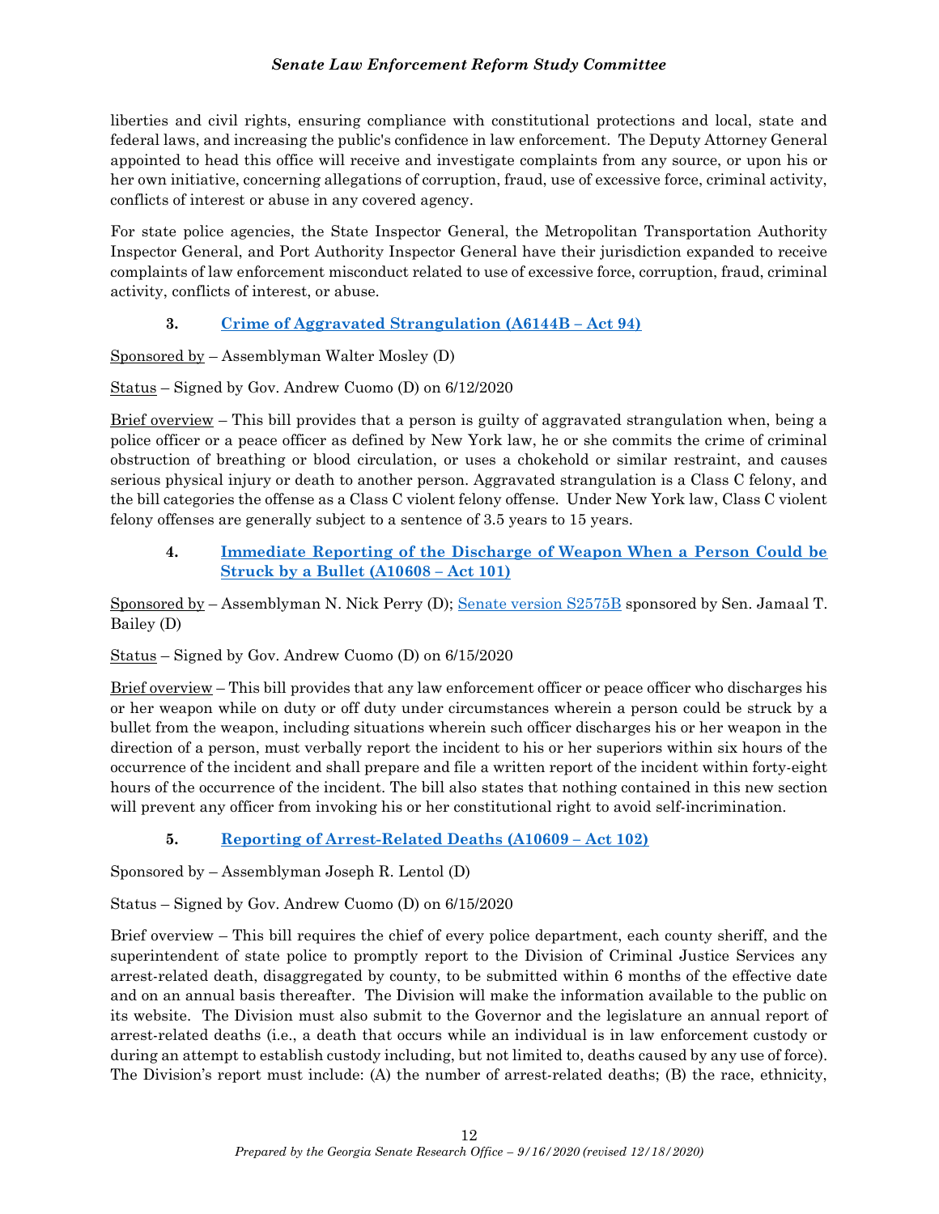liberties and civil rights, ensuring compliance with constitutional protections and local, state and federal laws, and increasing the public's confidence in law enforcement. The Deputy Attorney General appointed to head this office will receive and investigate complaints from any source, or upon his or her own initiative, concerning allegations of corruption, fraud, use of excessive force, criminal activity, conflicts of interest or abuse in any covered agency.

For state police agencies, the State Inspector General, the Metropolitan Transportation Authority Inspector General, and Port Authority Inspector General have their jurisdiction expanded to receive complaints of law enforcement misconduct related to use of excessive force, corruption, fraud, criminal activity, conflicts of interest, or abuse.

### 3. Crime of Aggravated Strangulation (A6144B – Act 94)

Sponsored by – Assemblyman Walter Mosley (D)

Status – Signed by Gov. Andrew Cuomo (D) on 6/12/2020

Brief overview – This bill provides that a person is guilty of aggravated strangulation when, being a police officer or a peace officer as defined by New York law, he or she commits the crime of criminal obstruction of breathing or blood circulation, or uses a chokehold or similar restraint, and causes serious physical injury or death to another person. Aggravated strangulation is a Class C felony, and the bill categories the offense as a Class C violent felony offense. Under New York law, Class C violent felony offenses are generally subject to a sentence of 3.5 years to 15 years.

### 4. Immediate Reporting of the Discharge of Weapon When a Person Could be Struck by a Bullet (A10608 – Act 101)

Sponsored by – Assemblyman N. Nick Perry (D); Senate version S2575B sponsored by Sen. Jamaal T. Bailey (D)

Status – Signed by Gov. Andrew Cuomo (D) on 6/15/2020

Brief overview – This bill provides that any law enforcement officer or peace officer who discharges his or her weapon while on duty or off duty under circumstances wherein a person could be struck by a bullet from the weapon, including situations wherein such officer discharges his or her weapon in the direction of a person, must verbally report the incident to his or her superiors within six hours of the occurrence of the incident and shall prepare and file a written report of the incident within forty-eight hours of the occurrence of the incident. The bill also states that nothing contained in this new section will prevent any officer from invoking his or her constitutional right to avoid self-incrimination.

### 5. Reporting of Arrest-Related Deaths (A10609 – Act 102)

Sponsored by – Assemblyman Joseph R. Lentol (D)

Status – Signed by Gov. Andrew Cuomo (D) on 6/15/2020

Brief overview – This bill requires the chief of every police department, each county sheriff, and the superintendent of state police to promptly report to the Division of Criminal Justice Services any arrest-related death, disaggregated by county, to be submitted within 6 months of the effective date and on an annual basis thereafter. The Division will make the information available to the public on its website. The Division must also submit to the Governor and the legislature an annual report of arrest-related deaths (i.e., a death that occurs while an individual is in law enforcement custody or during an attempt to establish custody including, but not limited to, deaths caused by any use of force). The Division's report must include: (A) the number of arrest-related deaths; (B) the race, ethnicity,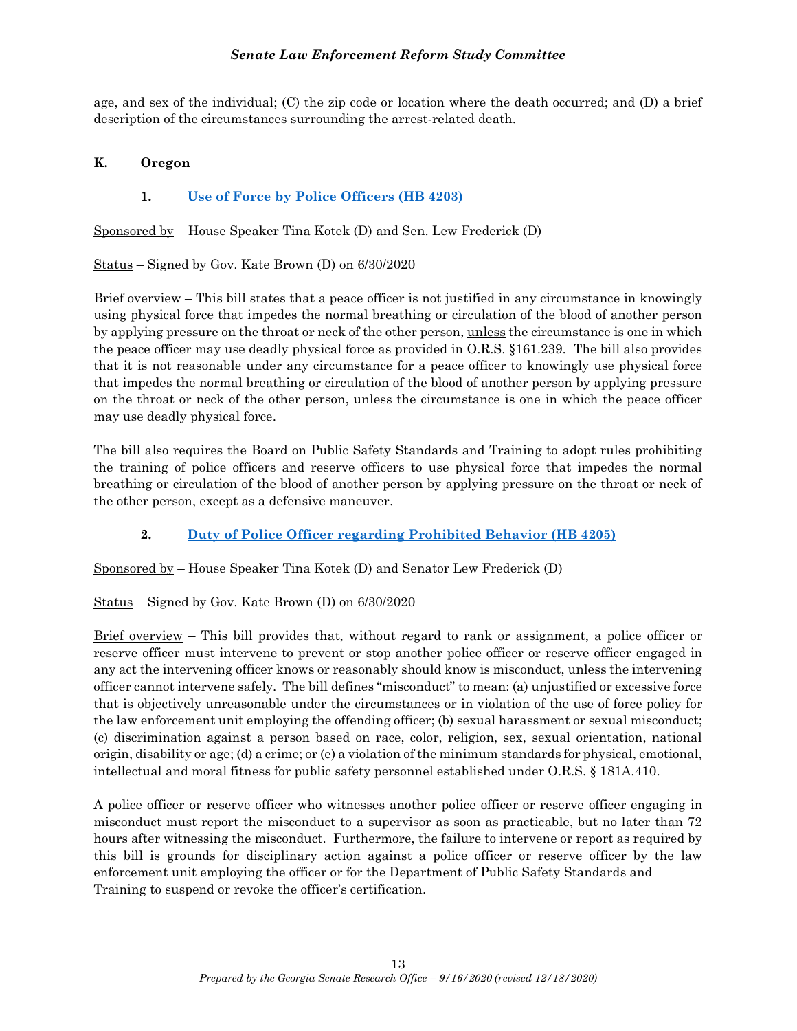age, and sex of the individual; (C) the zip code or location where the death occurred; and (D) a brief description of the circumstances surrounding the arrest-related death.

## K. Oregon

### 1. [Use of Force by Police Officers (HB 4203)]

Sponsored by – House Speaker Tina Kotek (D) and Sen. Lew Frederick (D)

Status – Signed by Gov. Kate Brown (D) on 6/30/2020

Brief overview – This bill states that a peace officer is not justified in any circumstance in knowingly using physical force that impedes the normal breathing or circulation of the blood of another person by applying pressure on the throat or neck of the other person, unless the circumstance is one in which the peace officer may use deadly physical force as provided in O.R.S. §161.239. The bill also provides that it is not reasonable under any circumstance for a peace officer to knowingly use physical force that impedes the normal breathing or circulation of the blood of another person by applying pressure on the throat or neck of the other person, unless the circumstance is one in which the peace officer may use deadly physical force.

The bill also requires the Board on Public Safety Standards and Training to adopt rules prohibiting the training of police officers and reserve officers to use physical force that impedes the normal breathing or circulation of the blood of another person by applying pressure on the throat or neck of the other person, except as a defensive maneuver.

### 2. [Duty of Police Officer regarding Prohibited Behavior (HB 4205)]

Sponsored by – House Speaker Tina Kotek (D) and Senator Lew Frederick (D)

Status – Signed by Gov. Kate Brown (D) on 6/30/2020

Brief overview – This bill provides that, without regard to rank or assignment, a police officer or reserve officer must intervene to prevent or stop another police officer or reserve officer engaged in any act the intervening officer knows or reasonably should know is misconduct, unless the intervening officer cannot intervene safely. The bill defines "misconduct" to mean: (a) unjustified or excessive force that is objectively unreasonable under the circumstances or in violation of the use of force policy for the law enforcement unit employing the offending officer; (b) sexual harassment or sexual misconduct; (c) discrimination against a person based on race, color, religion, sex, sexual orientation, national origin, disability or age; (d) a crime; or (e) a violation of the minimum standards for physical, emotional, intellectual and moral fitness for public safety personnel established under O.R.S. § 181A.410.

A police officer or reserve officer who witnesses another police officer or reserve officer engaging in misconduct must report the misconduct to a supervisor as soon as practicable, but no later than 72 hours after witnessing the misconduct. Furthermore, the failure to intervene or report as required by this bill is grounds for disciplinary action against a police officer or reserve officer by the law enforcement unit employing the officer or for the Department of Public Safety Standards and Training to suspend or revoke the officer's certification.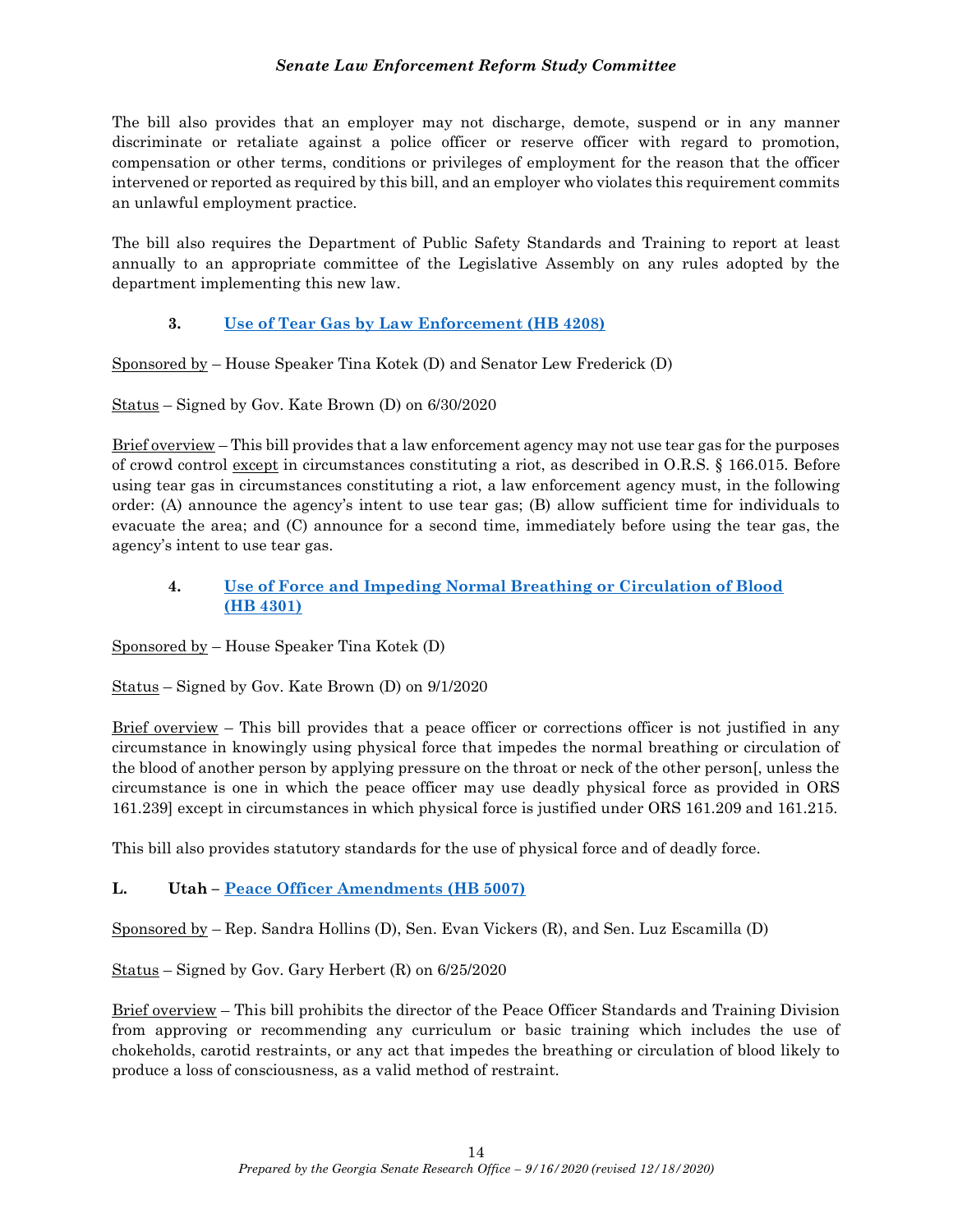The bill also provides that an employer may not discharge, demote, suspend or in any manner discriminate or retaliate against a police officer or reserve officer with regard to promotion, compensation or other terms, conditions or privileges of employment for the reason that the officer intervened or reported as required by this bill, and an employer who violates this requirement commits an unlawful employment practice.

The bill also requires the Department of Public Safety Standards and Training to report at least annually to an appropriate committee of the Legislative Assembly on any rules adopted by the department implementing this new law.

#### 3. Use of Tear Gas by Law Enforcement (HB 4208)

Sponsored by – House Speaker Tina Kotek (D) and Senator Lew Frederick (D)

Status – Signed by Gov. Kate Brown (D) on 6/30/2020

Brief overview – This bill provides that a law enforcement agency may not use tear gas for the purposes of crowd control except in circumstances constituting a riot, as described in O.R.S. § 166.015. Before using tear gas in circumstances constituting a riot, a law enforcement agency must, in the following order: (A) announce the agency's intent to use tear gas; (B) allow sufficient time for individuals to evacuate the area; and (C) announce for a second time, immediately before using the tear gas, the agency's intent to use tear gas.

#### 4. Use of Force and Impeding Normal Breathing or Circulation of Blood (HB 4301)

Sponsored by – House Speaker Tina Kotek (D)

Status – Signed by Gov. Kate Brown (D) on 9/1/2020

Brief overview – This bill provides that a peace officer or corrections officer is not justified in any circumstance in knowingly using physical force that impedes the normal breathing or circulation of the blood of another person by applying pressure on the throat or neck of the other person[, unless the circumstance is one in which the peace officer may use deadly physical force as provided in ORS 161.239] except in circumstances in which physical force is justified under ORS 161.209 and 161.215.

This bill also provides statutory standards for the use of physical force and of deadly force.

### L. Utah – Peace Officer Amendments (HB 5007)

Sponsored by – Rep. Sandra Hollins (D), Sen. Evan Vickers (R), and Sen. Luz Escamilla (D)

Status – Signed by Gov. Gary Herbert (R) on 6/25/2020

Brief overview – This bill prohibits the director of the Peace Officer Standards and Training Division from approving or recommending any curriculum or basic training which includes the use of chokeholds, carotid restraints, or any act that impedes the breathing or circulation of blood likely to produce a loss of consciousness, as a valid method of restraint.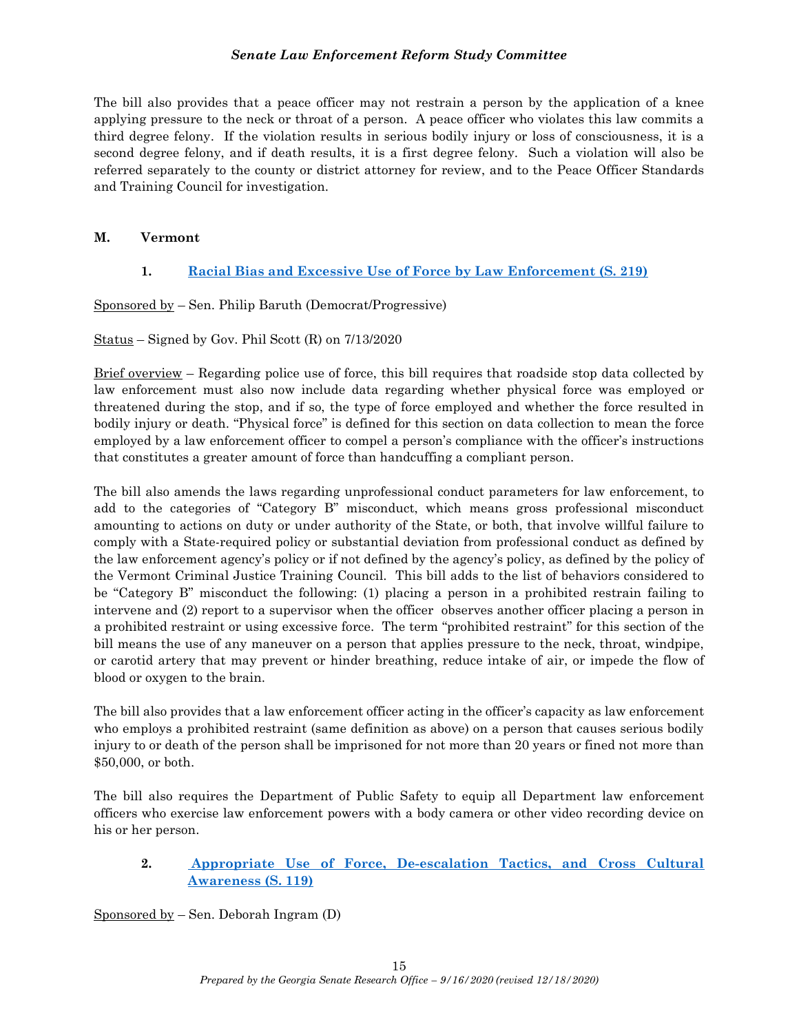The bill also provides that a peace officer may not restrain a person by the application of a knee applying pressure to the neck or throat of a person. A peace officer who violates this law commits a third degree felony. If the violation results in serious bodily injury or loss of consciousness, it is a second degree felony, and if death results, it is a first degree felony. Such a violation will also be referred separately to the county or district attorney for review, and to the Peace Officer Standards and Training Council for investigation.

## M. Vermont

### 1. Racial Bias and Excessive Use of Force by Law Enforcement (S. 219)

Sponsored by – Sen. Philip Baruth (Democrat/Progressive)

Status – Signed by Gov. Phil Scott (R) on 7/13/2020

Brief overview – Regarding police use of force, this bill requires that roadside stop data collected by law enforcement must also now include data regarding whether physical force was employed or threatened during the stop, and if so, the type of force employed and whether the force resulted in bodily injury or death. "Physical force" is defined for this section on data collection to mean the force employed by a law enforcement officer to compel a person's compliance with the officer's instructions that constitutes a greater amount of force than handcuffing a compliant person.

The bill also amends the laws regarding unprofessional conduct parameters for law enforcement, to add to the categories of "Category B" misconduct, which means gross professional misconduct amounting to actions on duty or under authority of the State, or both, that involve willful failure to comply with a State-required policy or substantial deviation from professional conduct as defined by the law enforcement agency's policy or if not defined by the agency's policy, as defined by the policy of the Vermont Criminal Justice Training Council. This bill adds to the list of behaviors considered to be "Category B" misconduct the following: (1) placing a person in a prohibited restrain failing to intervene and (2) report to a supervisor when the officer observes another officer placing a person in a prohibited restraint or using excessive force. The term "prohibited restraint" for this section of the bill means the use of any maneuver on a person that applies pressure to the neck, throat, windpipe, or carotid artery that may prevent or hinder breathing, reduce intake of air, or impede the flow of blood or oxygen to the brain.

The bill also provides that a law enforcement officer acting in the officer's capacity as law enforcement who employs a prohibited restraint (same definition as above) on a person that causes serious bodily injury to or death of the person shall be imprisoned for not more than 20 years or fined not more than $50,000, or both.

The bill also requires the Department of Public Safety to equip all Department law enforcement officers who exercise law enforcement powers with a body camera or other video recording device on his or her person.

### 2. Appropriate Use of Force, De-escalation Tactics, and Cross Cultural Awareness (S. 119)

Sponsored by – Sen. Deborah Ingram (D)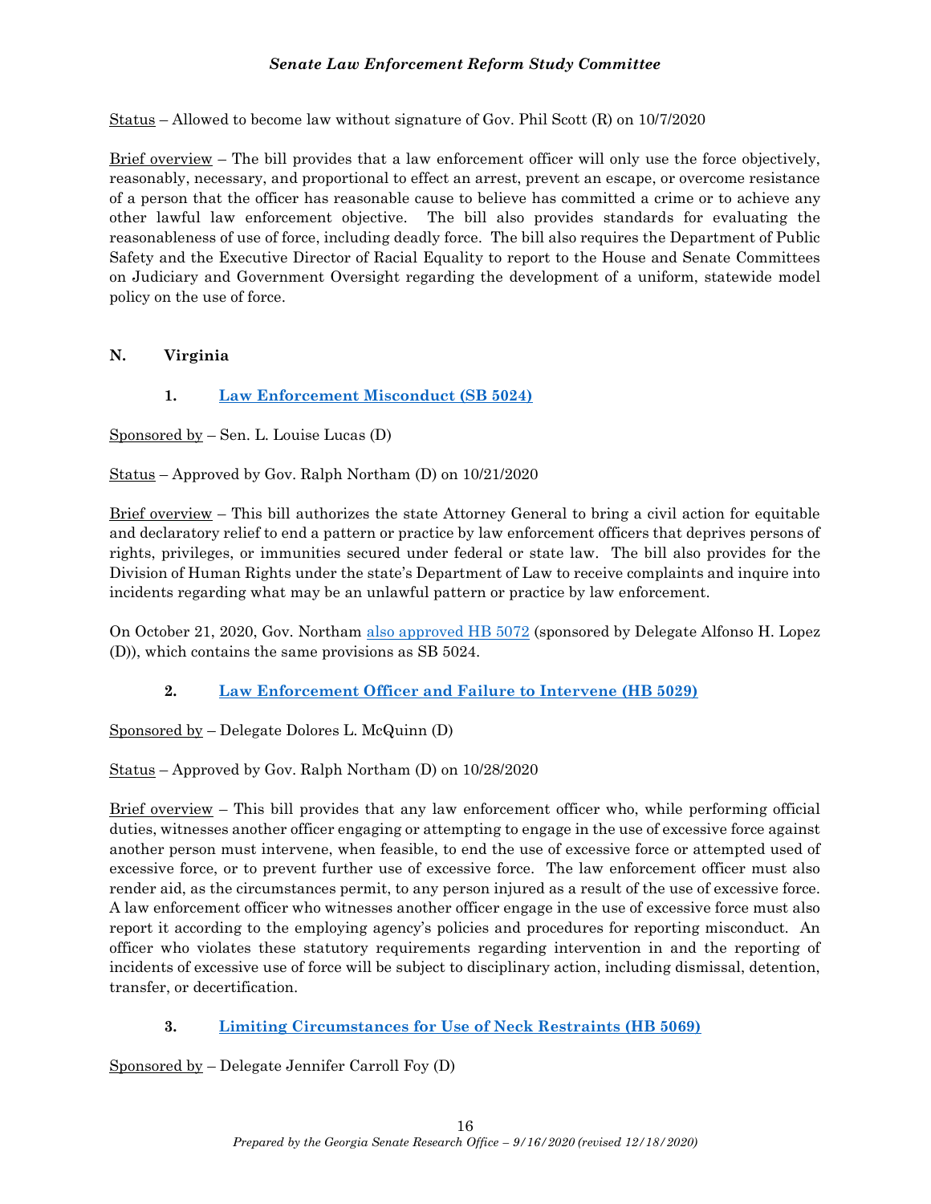Status – Allowed to become law without signature of Gov. Phil Scott (R) on 10/7/2020

Brief overview – The bill provides that a law enforcement officer will only use the force objectively, reasonably, necessary, and proportional to effect an arrest, prevent an escape, or overcome resistance of a person that the officer has reasonable cause to believe has committed a crime or to achieve any other lawful law enforcement objective. The bill also provides standards for evaluating the reasonableness of use of force, including deadly force. The bill also requires the Department of Public Safety and the Executive Director of Racial Equality to report to the House and Senate Committees on Judiciary and Government Oversight regarding the development of a uniform, statewide model policy on the use of force.

## N. Virginia

### 1. Law Enforcement Misconduct (SB 5024)

Sponsored by – Sen. L. Louise Lucas (D)

Status – Approved by Gov. Ralph Northam (D) on 10/21/2020

Brief overview – This bill authorizes the state Attorney General to bring a civil action for equitable and declaratory relief to end a pattern or practice by law enforcement officers that deprives persons of rights, privileges, or immunities secured under federal or state law. The bill also provides for the Division of Human Rights under the state's Department of Law to receive complaints and inquire into incidents regarding what may be an unlawful pattern or practice by law enforcement.

On October 21, 2020, Gov. Northam also approved HB 5072 (sponsored by Delegate Alfonso H. Lopez (D)), which contains the same provisions as SB 5024.

### 2. Law Enforcement Officer and Failure to Intervene (HB 5029)

Sponsored by – Delegate Dolores L. McQuinn (D)

Status – Approved by Gov. Ralph Northam (D) on 10/28/2020

Brief overview – This bill provides that any law enforcement officer who, while performing official duties, witnesses another officer engaging or attempting to engage in the use of excessive force against another person must intervene, when feasible, to end the use of excessive force or attempted used of excessive force, or to prevent further use of excessive force. The law enforcement officer must also render aid, as the circumstances permit, to any person injured as a result of the use of excessive force. A law enforcement officer who witnesses another officer engage in the use of excessive force must also report it according to the employing agency's policies and procedures for reporting misconduct. An officer who violates these statutory requirements regarding intervention in and the reporting of incidents of excessive use of force will be subject to disciplinary action, including dismissal, detention, transfer, or decertification.

### 3. Limiting Circumstances for Use of Neck Restraints (HB 5069)

Sponsored by – Delegate Jennifer Carroll Foy (D)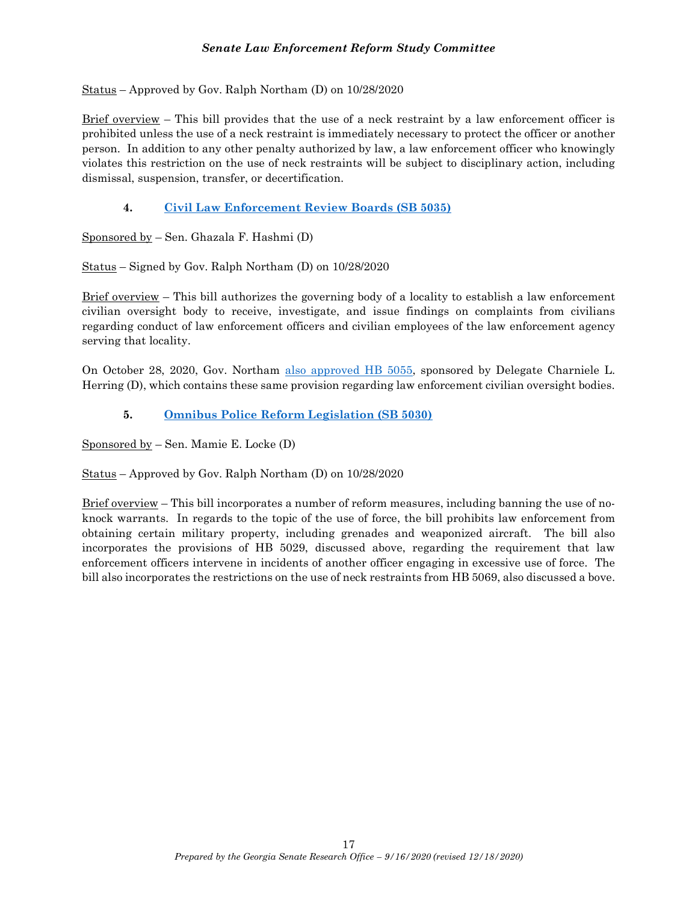Status – Approved by Gov. Ralph Northam (D) on 10/28/2020

Brief overview – This bill provides that the use of a neck restraint by a law enforcement officer is prohibited unless the use of a neck restraint is immediately necessary to protect the officer or another person. In addition to any other penalty authorized by law, a law enforcement officer who knowingly violates this restriction on the use of neck restraints will be subject to disciplinary action, including dismissal, suspension, transfer, or decertification.

### 4. Civil Law Enforcement Review Boards (SB 5035)

Sponsored by – Sen. Ghazala F. Hashmi (D)

Status – Signed by Gov. Ralph Northam (D) on 10/28/2020

Brief overview – This bill authorizes the governing body of a locality to establish a law enforcement civilian oversight body to receive, investigate, and issue findings on complaints from civilians regarding conduct of law enforcement officers and civilian employees of the law enforcement agency serving that locality.

On October 28, 2020, Gov. Northam also approved HB 5055, sponsored by Delegate Charniele L. Herring (D), which contains these same provision regarding law enforcement civilian oversight bodies.

### 5. Omnibus Police Reform Legislation (SB 5030)

Sponsored by – Sen. Mamie E. Locke (D)

Status – Approved by Gov. Ralph Northam (D) on 10/28/2020

Brief overview – This bill incorporates a number of reform measures, including banning the use of no-knock warrants. In regards to the topic of the use of force, the bill prohibits law enforcement from obtaining certain military property, including grenades and weaponized aircraft. The bill also incorporates the provisions of HB 5029, discussed above, regarding the requirement that law enforcement officers intervene in incidents of another officer engaging in excessive use of force. The bill also incorporates the restrictions on the use of neck restraints from HB 5069, also discussed a bove.